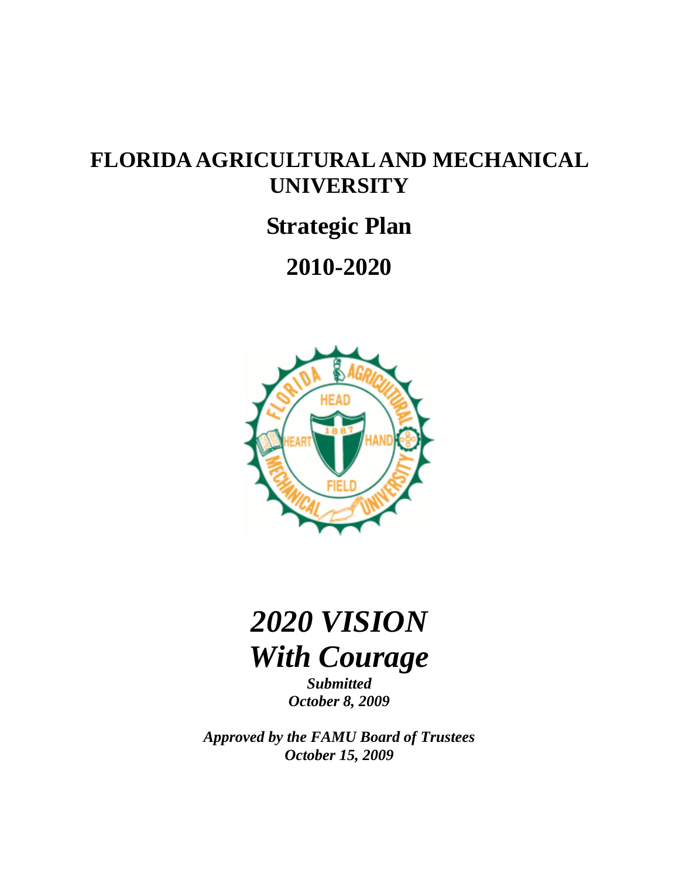# FLORIDA AGRICULTURAL AND MECHANICAL UNIVERSITY

## Strategic Plan

## 2010-2020

# *2020 VISION*
# *With Courage*

***Submitted***
***October 8, 2009***

***Approved by the FAMU Board of Trustees***
***October 15, 2009***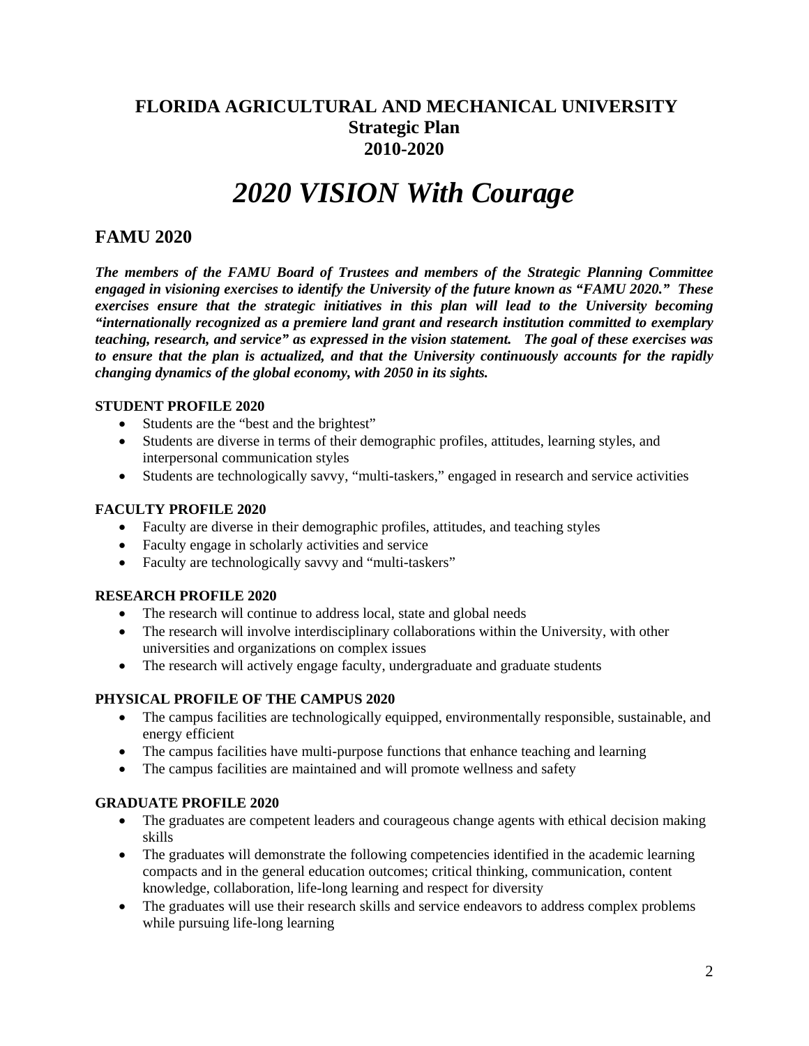# FLORIDA AGRICULTURAL AND MECHANICAL UNIVERSITY
## Strategic Plan
## 2010-2020

# *2020 VISION With Courage*

## FAMU 2020

***The members of the FAMU Board of Trustees and members of the Strategic Planning Committee engaged in visioning exercises to identify the University of the future known as "FAMU 2020." These exercises ensure that the strategic initiatives in this plan will lead to the University becoming "internationally recognized as a premiere land grant and research institution committed to exemplary teaching, research, and service" as expressed in the vision statement. The goal of these exercises was to ensure that the plan is actualized, and that the University continuously accounts for the rapidly changing dynamics of the global economy, with 2050 in its sights.***

**STUDENT PROFILE 2020**

- Students are the "best and the brightest"
- Students are diverse in terms of their demographic profiles, attitudes, learning styles, and interpersonal communication styles
- Students are technologically savvy, "multi-taskers," engaged in research and service activities

**FACULTY PROFILE 2020**

- Faculty are diverse in their demographic profiles, attitudes, and teaching styles
- Faculty engage in scholarly activities and service
- Faculty are technologically savvy and "multi-taskers"

**RESEARCH PROFILE 2020**

- The research will continue to address local, state and global needs
- The research will involve interdisciplinary collaborations within the University, with other universities and organizations on complex issues
- The research will actively engage faculty, undergraduate and graduate students

**PHYSICAL PROFILE OF THE CAMPUS 2020**

- The campus facilities are technologically equipped, environmentally responsible, sustainable, and energy efficient
- The campus facilities have multi-purpose functions that enhance teaching and learning
- The campus facilities are maintained and will promote wellness and safety

**GRADUATE PROFILE 2020**

- The graduates are competent leaders and courageous change agents with ethical decision making skills
- The graduates will demonstrate the following competencies identified in the academic learning compacts and in the general education outcomes; critical thinking, communication, content knowledge, collaboration, life-long learning and respect for diversity
- The graduates will use their research skills and service endeavors to address complex problems while pursuing life-long learning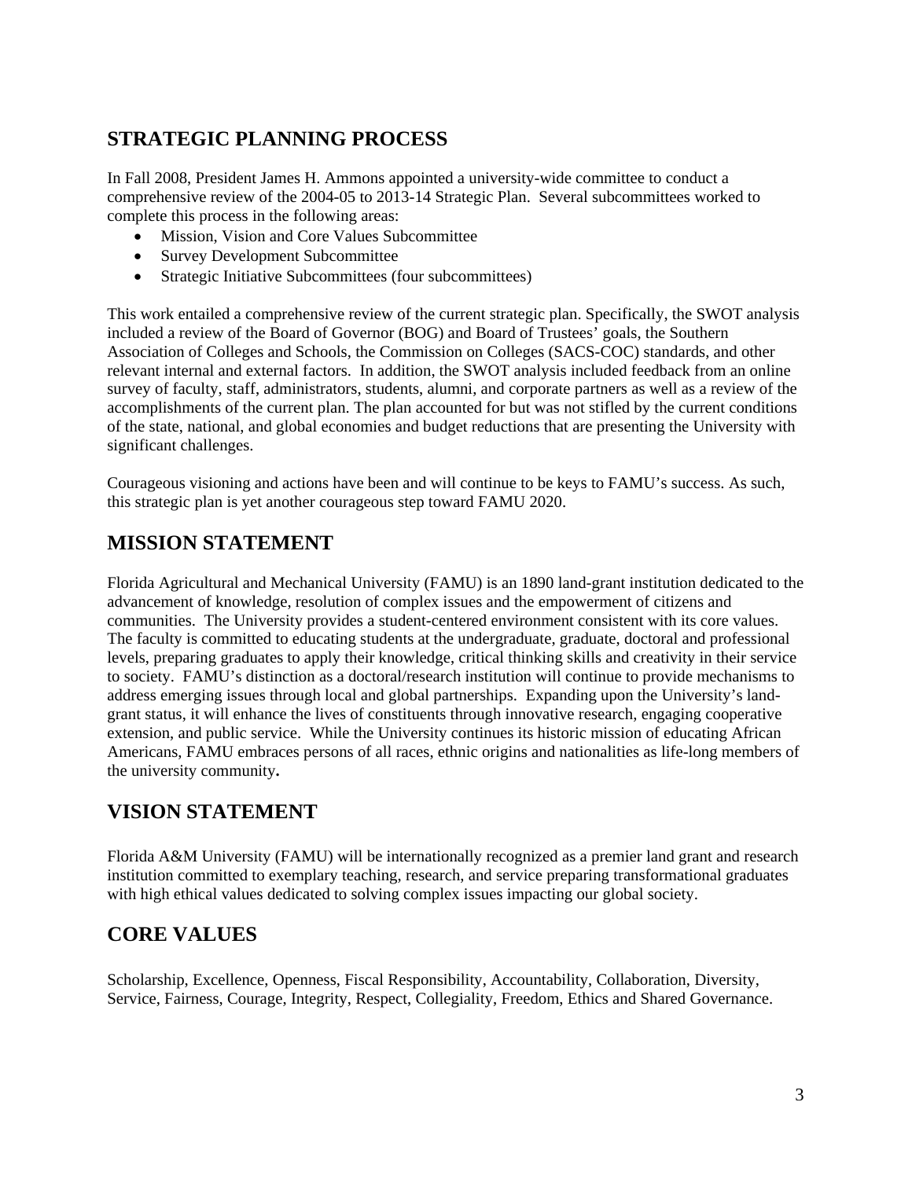## STRATEGIC PLANNING PROCESS

In Fall 2008, President James H. Ammons appointed a university-wide committee to conduct a comprehensive review of the 2004-05 to 2013-14 Strategic Plan. Several subcommittees worked to complete this process in the following areas:

- Mission, Vision and Core Values Subcommittee
- Survey Development Subcommittee
- Strategic Initiative Subcommittees (four subcommittees)

This work entailed a comprehensive review of the current strategic plan. Specifically, the SWOT analysis included a review of the Board of Governor (BOG) and Board of Trustees' goals, the Southern Association of Colleges and Schools, the Commission on Colleges (SACS-COC) standards, and other relevant internal and external factors. In addition, the SWOT analysis included feedback from an online survey of faculty, staff, administrators, students, alumni, and corporate partners as well as a review of the accomplishments of the current plan. The plan accounted for but was not stifled by the current conditions of the state, national, and global economies and budget reductions that are presenting the University with significant challenges.

Courageous visioning and actions have been and will continue to be keys to FAMU's success. As such, this strategic plan is yet another courageous step toward FAMU 2020.

## MISSION STATEMENT

Florida Agricultural and Mechanical University (FAMU) is an 1890 land-grant institution dedicated to the advancement of knowledge, resolution of complex issues and the empowerment of citizens and communities. The University provides a student-centered environment consistent with its core values. The faculty is committed to educating students at the undergraduate, graduate, doctoral and professional levels, preparing graduates to apply their knowledge, critical thinking skills and creativity in their service to society. FAMU's distinction as a doctoral/research institution will continue to provide mechanisms to address emerging issues through local and global partnerships. Expanding upon the University's land-grant status, it will enhance the lives of constituents through innovative research, engaging cooperative extension, and public service. While the University continues its historic mission of educating African Americans, FAMU embraces persons of all races, ethnic origins and nationalities as life-long members of the university community**.**

## VISION STATEMENT

Florida A&M University (FAMU) will be internationally recognized as a premier land grant and research institution committed to exemplary teaching, research, and service preparing transformational graduates with high ethical values dedicated to solving complex issues impacting our global society.

## CORE VALUES

Scholarship, Excellence, Openness, Fiscal Responsibility, Accountability, Collaboration, Diversity, Service, Fairness, Courage, Integrity, Respect, Collegiality, Freedom, Ethics and Shared Governance.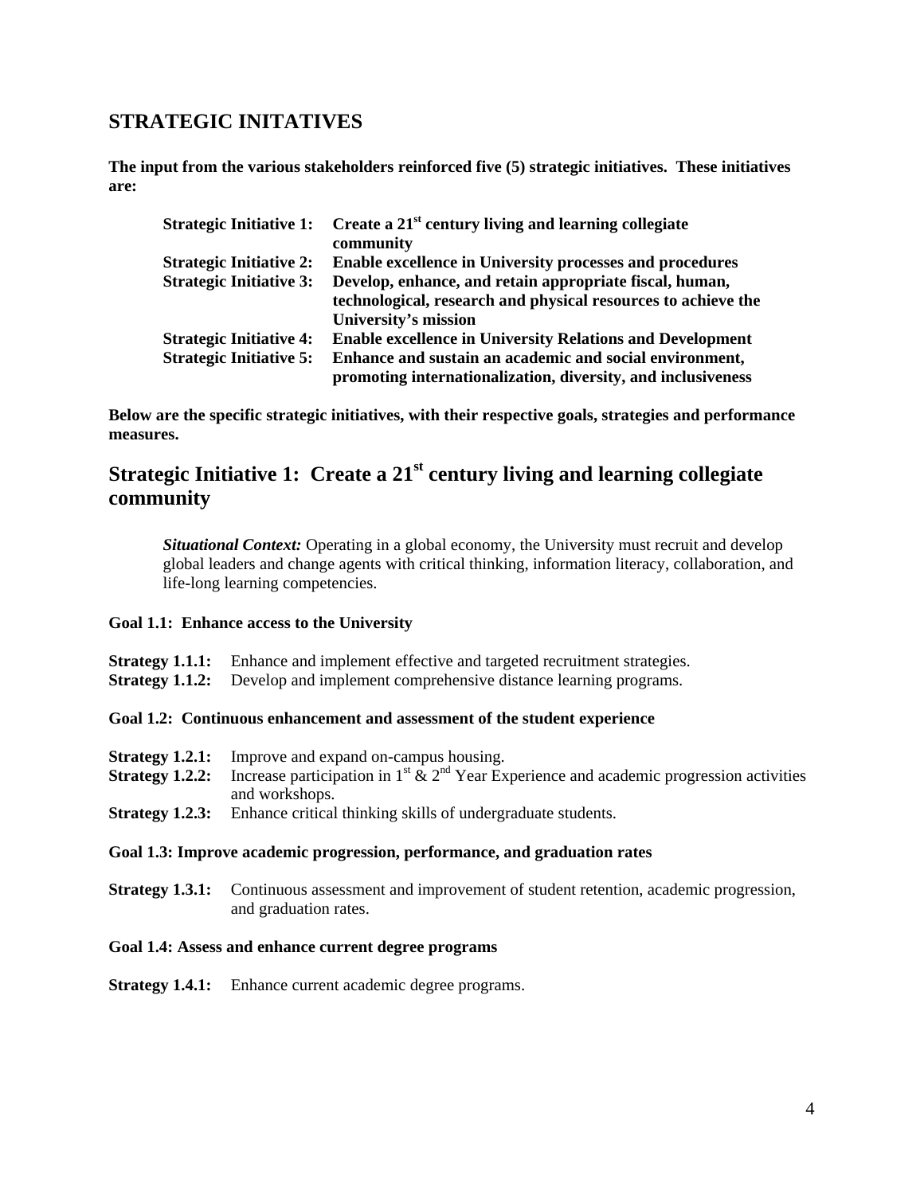## STRATEGIC INITATIVES

**The input from the various stakeholders reinforced five (5) strategic initiatives. These initiatives are:**

| | |
|---|---|
| **Strategic Initiative 1:** | **Create a 21st century living and learning collegiate community** |
| **Strategic Initiative 2:** | **Enable excellence in University processes and procedures** |
| **Strategic Initiative 3:** | **Develop, enhance, and retain appropriate fiscal, human, technological, research and physical resources to achieve the University's mission** |
| **Strategic Initiative 4:** | **Enable excellence in University Relations and Development** |
| **Strategic Initiative 5:** | **Enhance and sustain an academic and social environment, promoting internationalization, diversity, and inclusiveness** |

**Below are the specific strategic initiatives, with their respective goals, strategies and performance measures.**

## Strategic Initiative 1: Create a 21st century living and learning collegiate community

***Situational Context:*** Operating in a global economy, the University must recruit and develop global leaders and change agents with critical thinking, information literacy, collaboration, and life-long learning competencies.

**Goal 1.1: Enhance access to the University**

**Strategy 1.1.1:** Enhance and implement effective and targeted recruitment strategies.
**Strategy 1.1.2:** Develop and implement comprehensive distance learning programs.

**Goal 1.2: Continuous enhancement and assessment of the student experience**

**Strategy 1.2.1:** Improve and expand on-campus housing.
**Strategy 1.2.2:** Increase participation in 1st & 2nd Year Experience and academic progression activities and workshops.
**Strategy 1.2.3:** Enhance critical thinking skills of undergraduate students.

**Goal 1.3: Improve academic progression, performance, and graduation rates**

**Strategy 1.3.1:** Continuous assessment and improvement of student retention, academic progression, and graduation rates.

**Goal 1.4: Assess and enhance current degree programs**

**Strategy 1.4.1:** Enhance current academic degree programs.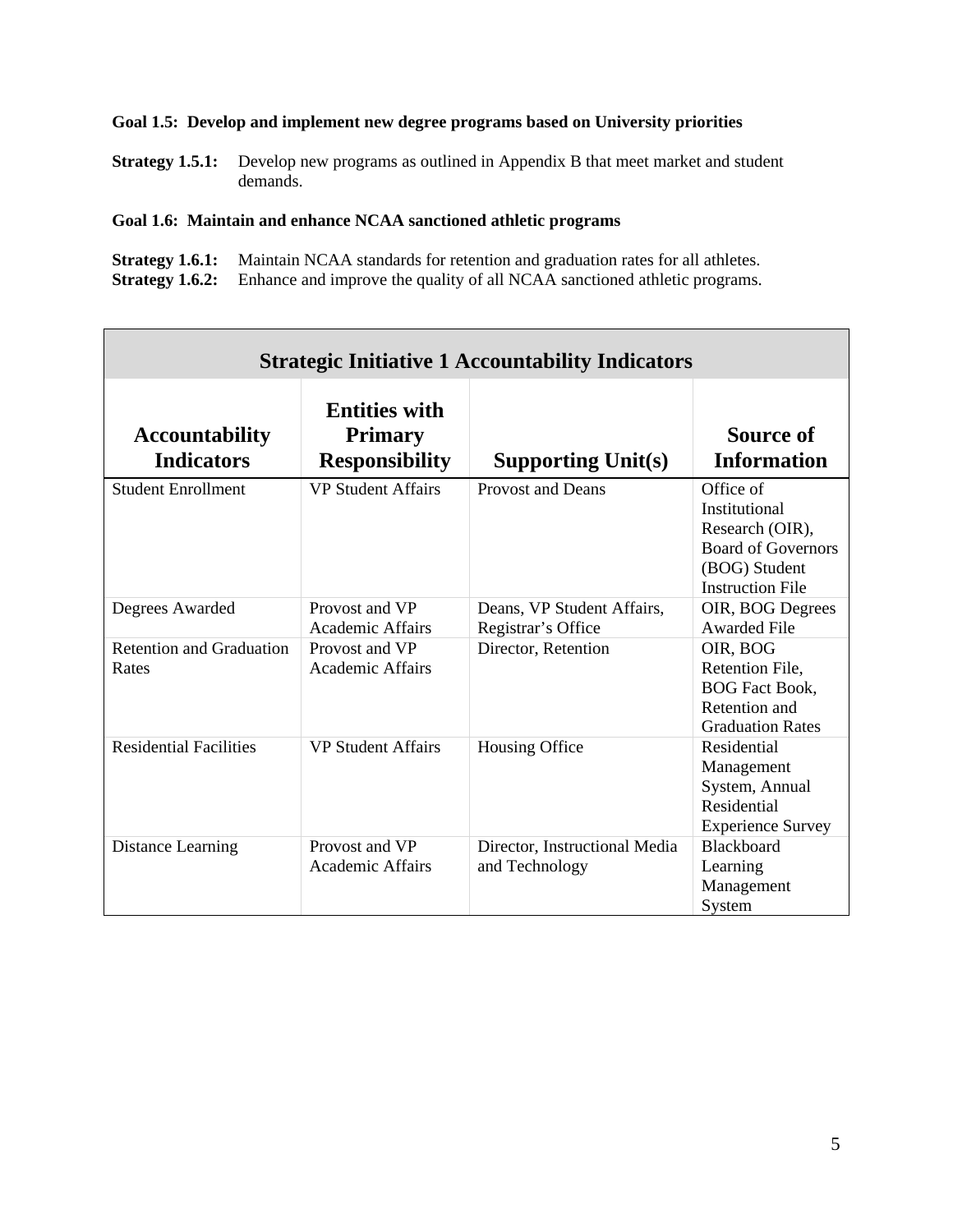**Goal 1.5: Develop and implement new degree programs based on University priorities**

**Strategy 1.5.1:** Develop new programs as outlined in Appendix B that meet market and student demands.

**Goal 1.6: Maintain and enhance NCAA sanctioned athletic programs**

**Strategy 1.6.1:** Maintain NCAA standards for retention and graduation rates for all athletes.
**Strategy 1.6.2:** Enhance and improve the quality of all NCAA sanctioned athletic programs.

| Strategic Initiative 1 Accountability Indicators | | | |
|---|---|---|---|
| **Accountability Indicators** | **Entities with Primary Responsibility** | **Supporting Unit(s)** | **Source of Information** |
| Student Enrollment | VP Student Affairs | Provost and Deans | Office of Institutional Research (OIR), Board of Governors (BOG) Student Instruction File |
| Degrees Awarded | Provost and VP Academic Affairs | Deans, VP Student Affairs, Registrar's Office | OIR, BOG Degrees Awarded File |
| Retention and Graduation Rates | Provost and VP Academic Affairs | Director, Retention | OIR, BOG Retention File, BOG Fact Book, Retention and Graduation Rates |
| Residential Facilities | VP Student Affairs | Housing Office | Residential Management System, Annual Residential Experience Survey |
| Distance Learning | Provost and VP Academic Affairs | Director, Instructional Media and Technology | Blackboard Learning Management System |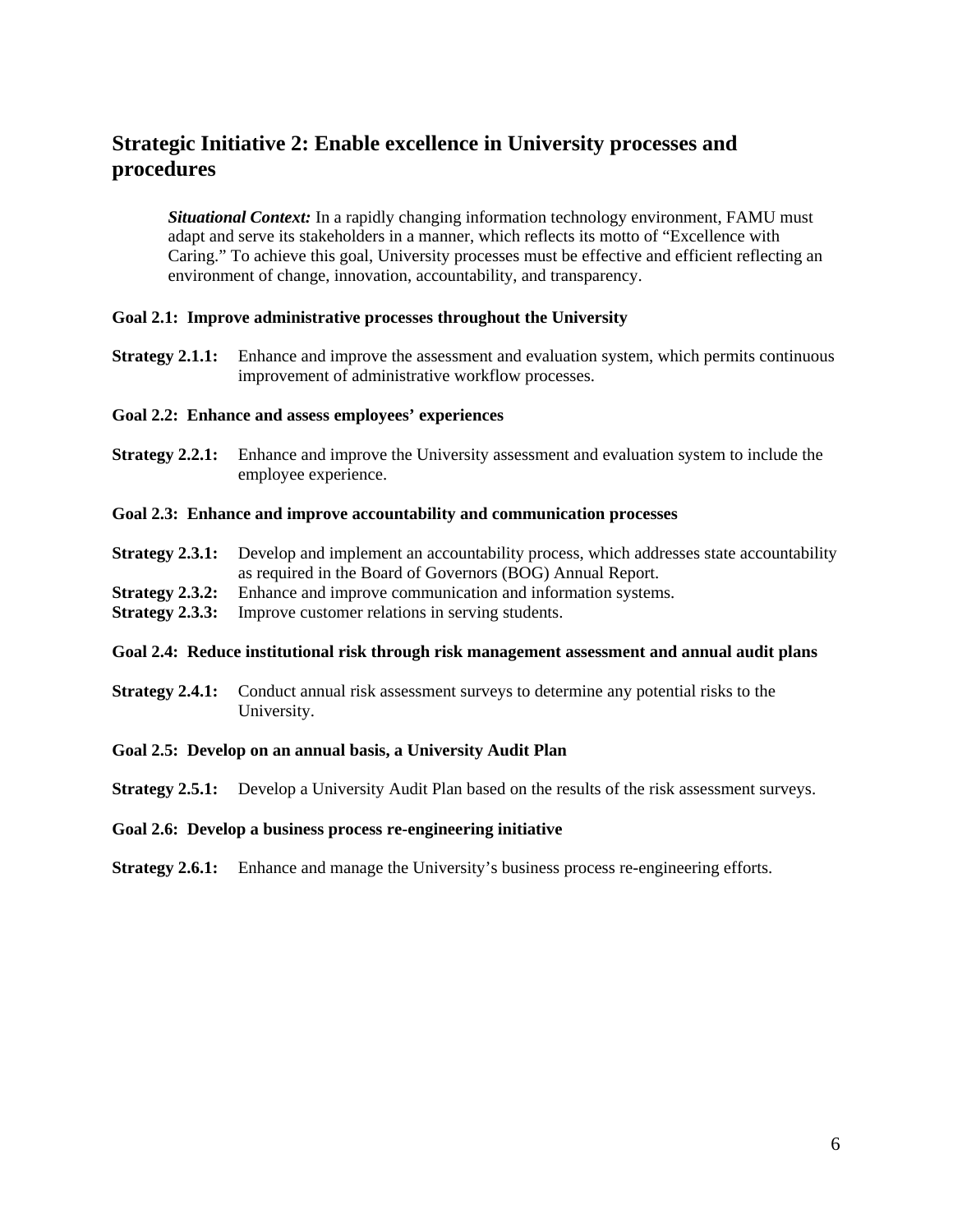## Strategic Initiative 2: Enable excellence in University processes and procedures

> ***Situational Context:*** In a rapidly changing information technology environment, FAMU must adapt and serve its stakeholders in a manner, which reflects its motto of "Excellence with Caring." To achieve this goal, University processes must be effective and efficient reflecting an environment of change, innovation, accountability, and transparency.

**Goal 2.1: Improve administrative processes throughout the University**

**Strategy 2.1.1:** Enhance and improve the assessment and evaluation system, which permits continuous improvement of administrative workflow processes.

**Goal 2.2: Enhance and assess employees' experiences**

**Strategy 2.2.1:** Enhance and improve the University assessment and evaluation system to include the employee experience.

**Goal 2.3: Enhance and improve accountability and communication processes**

**Strategy 2.3.1:** Develop and implement an accountability process, which addresses state accountability as required in the Board of Governors (BOG) Annual Report.
**Strategy 2.3.2:** Enhance and improve communication and information systems.
**Strategy 2.3.3:** Improve customer relations in serving students.

**Goal 2.4: Reduce institutional risk through risk management assessment and annual audit plans**

**Strategy 2.4.1:** Conduct annual risk assessment surveys to determine any potential risks to the University.

**Goal 2.5: Develop on an annual basis, a University Audit Plan**

**Strategy 2.5.1:** Develop a University Audit Plan based on the results of the risk assessment surveys.

**Goal 2.6: Develop a business process re-engineering initiative**

**Strategy 2.6.1:** Enhance and manage the University's business process re-engineering efforts.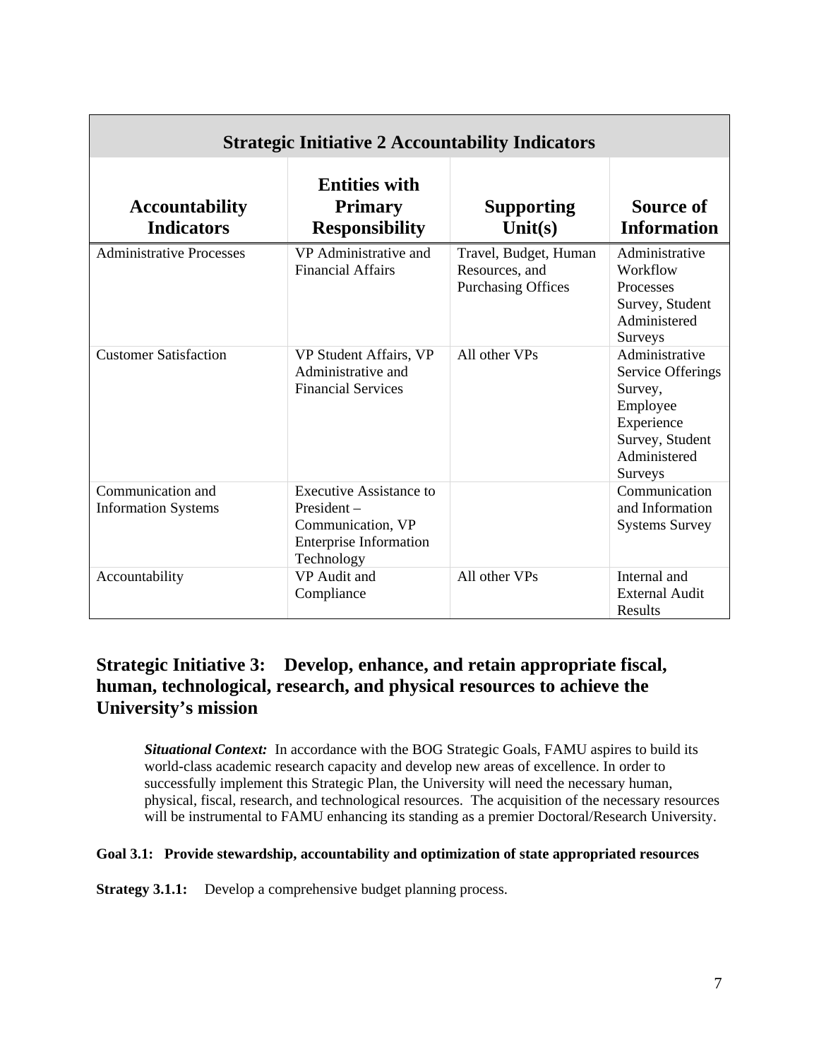| Strategic Initiative 2 Accountability Indicators | | | |
|---|---|---|---|
| **Accountability Indicators** | **Entities with Primary Responsibility** | **Supporting Unit(s)** | **Source of Information** |
| Administrative Processes | VP Administrative and Financial Affairs | Travel, Budget, Human Resources, and Purchasing Offices | Administrative Workflow Processes Survey, Student Administered Surveys |
| Customer Satisfaction | VP Student Affairs, VP Administrative and Financial Services | All other VPs | Administrative Service Offerings Survey, Employee Experience Survey, Student Administered Surveys |
| Communication and Information Systems | Executive Assistance to President – Communication, VP Enterprise Information Technology | | Communication and Information Systems Survey |
| Accountability | VP Audit and Compliance | All other VPs | Internal and External Audit Results |

## Strategic Initiative 3: Develop, enhance, and retain appropriate fiscal, human, technological, research, and physical resources to achieve the University's mission

***Situational Context:*** In accordance with the BOG Strategic Goals, FAMU aspires to build its world-class academic research capacity and develop new areas of excellence. In order to successfully implement this Strategic Plan, the University will need the necessary human, physical, fiscal, research, and technological resources. The acquisition of the necessary resources will be instrumental to FAMU enhancing its standing as a premier Doctoral/Research University.

**Goal 3.1: Provide stewardship, accountability and optimization of state appropriated resources**

**Strategy 3.1.1:** Develop a comprehensive budget planning process.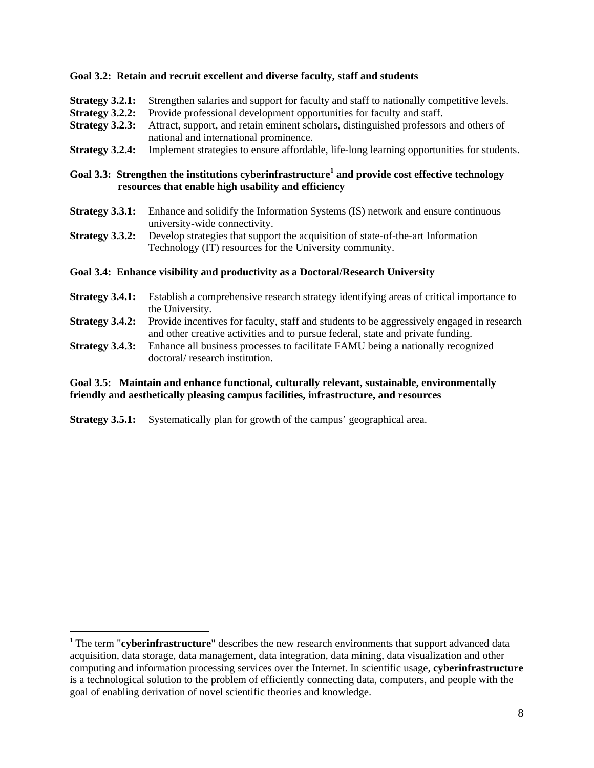**Goal 3.2: Retain and recruit excellent and diverse faculty, staff and students**

**Strategy 3.2.1:** Strengthen salaries and support for faculty and staff to nationally competitive levels.
**Strategy 3.2.2:** Provide professional development opportunities for faculty and staff.
**Strategy 3.2.3:** Attract, support, and retain eminent scholars, distinguished professors and others of national and international prominence.
**Strategy 3.2.4:** Implement strategies to ensure affordable, life-long learning opportunities for students.

**Goal 3.3: Strengthen the institutions cyberinfrastructure[1] and provide cost effective technology resources that enable high usability and efficiency**

**Strategy 3.3.1:** Enhance and solidify the Information Systems (IS) network and ensure continuous university-wide connectivity.
**Strategy 3.3.2:** Develop strategies that support the acquisition of state-of-the-art Information Technology (IT) resources for the University community.

**Goal 3.4: Enhance visibility and productivity as a Doctoral/Research University**

**Strategy 3.4.1:** Establish a comprehensive research strategy identifying areas of critical importance to the University.
**Strategy 3.4.2:** Provide incentives for faculty, staff and students to be aggressively engaged in research and other creative activities and to pursue federal, state and private funding.
**Strategy 3.4.3:** Enhance all business processes to facilitate FAMU being a nationally recognized doctoral/ research institution.

**Goal 3.5: Maintain and enhance functional, culturally relevant, sustainable, environmentally friendly and aesthetically pleasing campus facilities, infrastructure, and resources**

**Strategy 3.5.1:** Systematically plan for growth of the campus' geographical area.

---

[1] The term "**cyberinfrastructure**" describes the new research environments that support advanced data acquisition, data storage, data management, data integration, data mining, data visualization and other computing and information processing services over the Internet. In scientific usage, **cyberinfrastructure** is a technological solution to the problem of efficiently connecting data, computers, and people with the goal of enabling derivation of novel scientific theories and knowledge.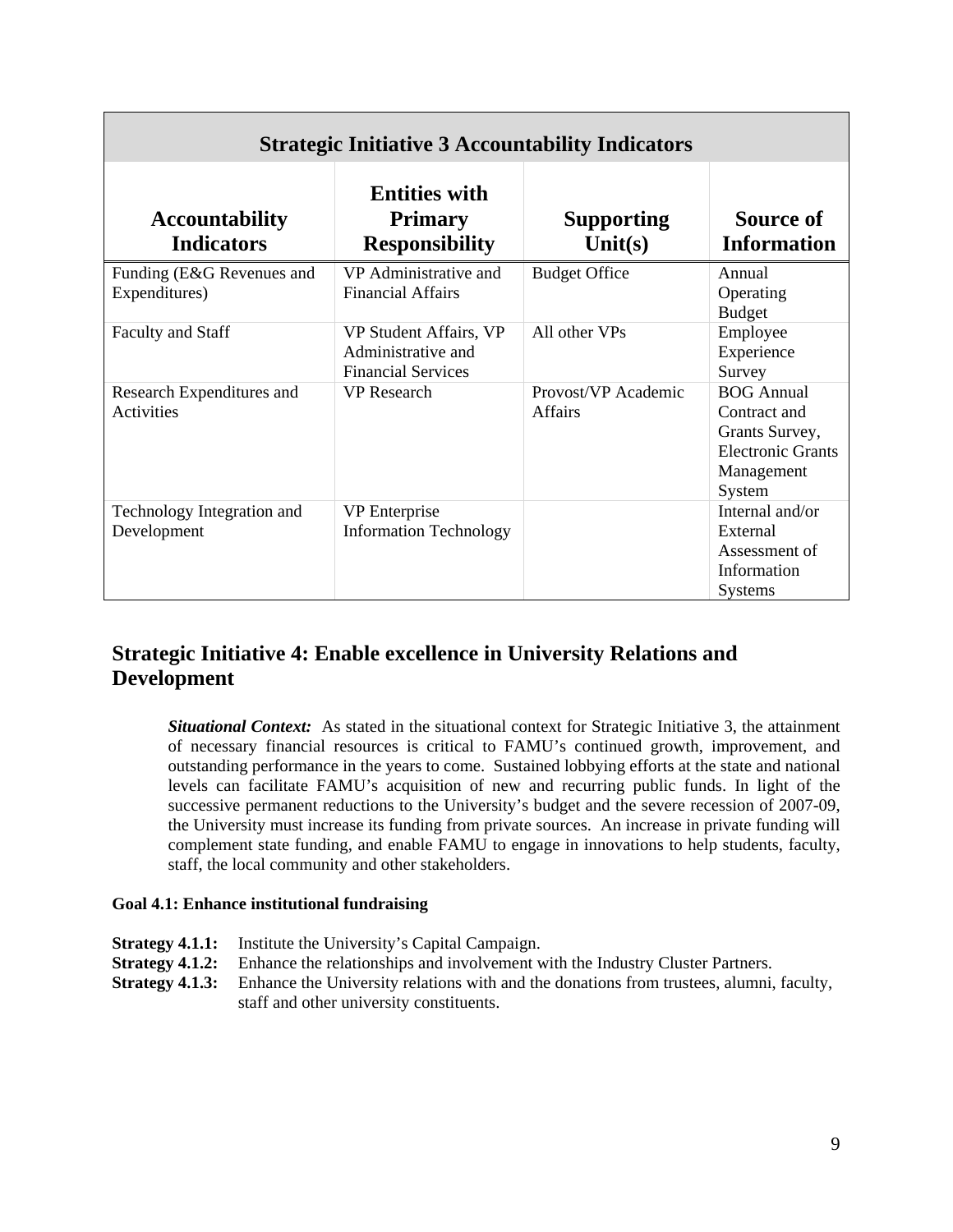| Strategic Initiative 3 Accountability Indicators | | | |
|---|---|---|---|
| **Accountability Indicators** | **Entities with Primary Responsibility** | **Supporting Unit(s)** | **Source of Information** |
| Funding (E&G Revenues and Expenditures) | VP Administrative and Financial Affairs | Budget Office | Annual Operating Budget |
| Faculty and Staff | VP Student Affairs, VP Administrative and Financial Services | All other VPs | Employee Experience Survey |
| Research Expenditures and Activities | VP Research | Provost/VP Academic Affairs | BOG Annual Contract and Grants Survey, Electronic Grants Management System |
| Technology Integration and Development | VP Enterprise Information Technology | | Internal and/or External Assessment of Information Systems |

## Strategic Initiative 4: Enable excellence in University Relations and Development

***Situational Context:*** As stated in the situational context for Strategic Initiative 3, the attainment of necessary financial resources is critical to FAMU's continued growth, improvement, and outstanding performance in the years to come. Sustained lobbying efforts at the state and national levels can facilitate FAMU's acquisition of new and recurring public funds. In light of the successive permanent reductions to the University's budget and the severe recession of 2007-09, the University must increase its funding from private sources. An increase in private funding will complement state funding, and enable FAMU to engage in innovations to help students, faculty, staff, the local community and other stakeholders.

**Goal 4.1: Enhance institutional fundraising**

**Strategy 4.1.1:** Institute the University's Capital Campaign.
**Strategy 4.1.2:** Enhance the relationships and involvement with the Industry Cluster Partners.
**Strategy 4.1.3:** Enhance the University relations with and the donations from trustees, alumni, faculty, staff and other university constituents.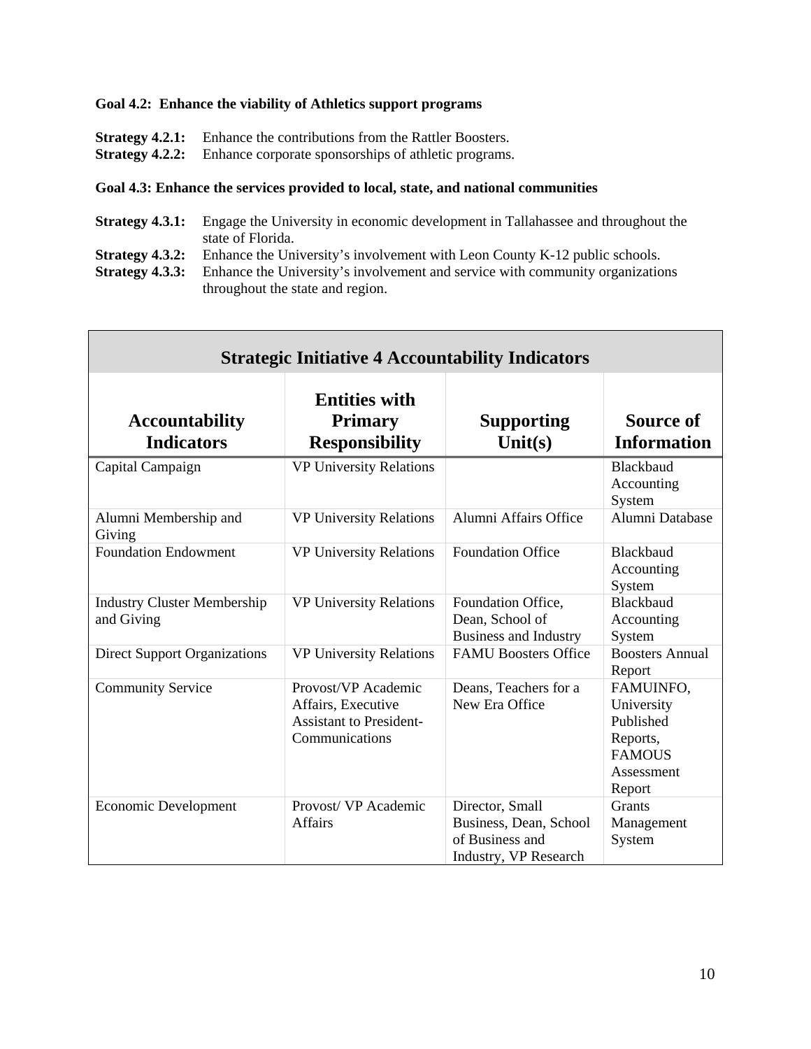**Goal 4.2: Enhance the viability of Athletics support programs**

**Strategy 4.2.1:** Enhance the contributions from the Rattler Boosters.
**Strategy 4.2.2:** Enhance corporate sponsorships of athletic programs.

**Goal 4.3: Enhance the services provided to local, state, and national communities**

**Strategy 4.3.1:** Engage the University in economic development in Tallahassee and throughout the state of Florida.
**Strategy 4.3.2:** Enhance the University's involvement with Leon County K-12 public schools.
**Strategy 4.3.3:** Enhance the University's involvement and service with community organizations throughout the state and region.

**Strategic Initiative 4 Accountability Indicators**

| Accountability Indicators | Entities with Primary Responsibility | Supporting Unit(s) | Source of Information |
|---|---|---|---|
| Capital Campaign | VP University Relations | | Blackbaud Accounting System |
| Alumni Membership and Giving | VP University Relations | Alumni Affairs Office | Alumni Database |
| Foundation Endowment | VP University Relations | Foundation Office | Blackbaud Accounting System |
| Industry Cluster Membership and Giving | VP University Relations | Foundation Office, Dean, School of Business and Industry | Blackbaud Accounting System |
| Direct Support Organizations | VP University Relations | FAMU Boosters Office | Boosters Annual Report |
| Community Service | Provost/VP Academic Affairs, Executive Assistant to President-Communications | Deans, Teachers for a New Era Office | FAMUINFO, University Published Reports, FAMOUS Assessment Report |
| Economic Development | Provost/ VP Academic Affairs | Director, Small Business, Dean, School of Business and Industry, VP Research | Grants Management System |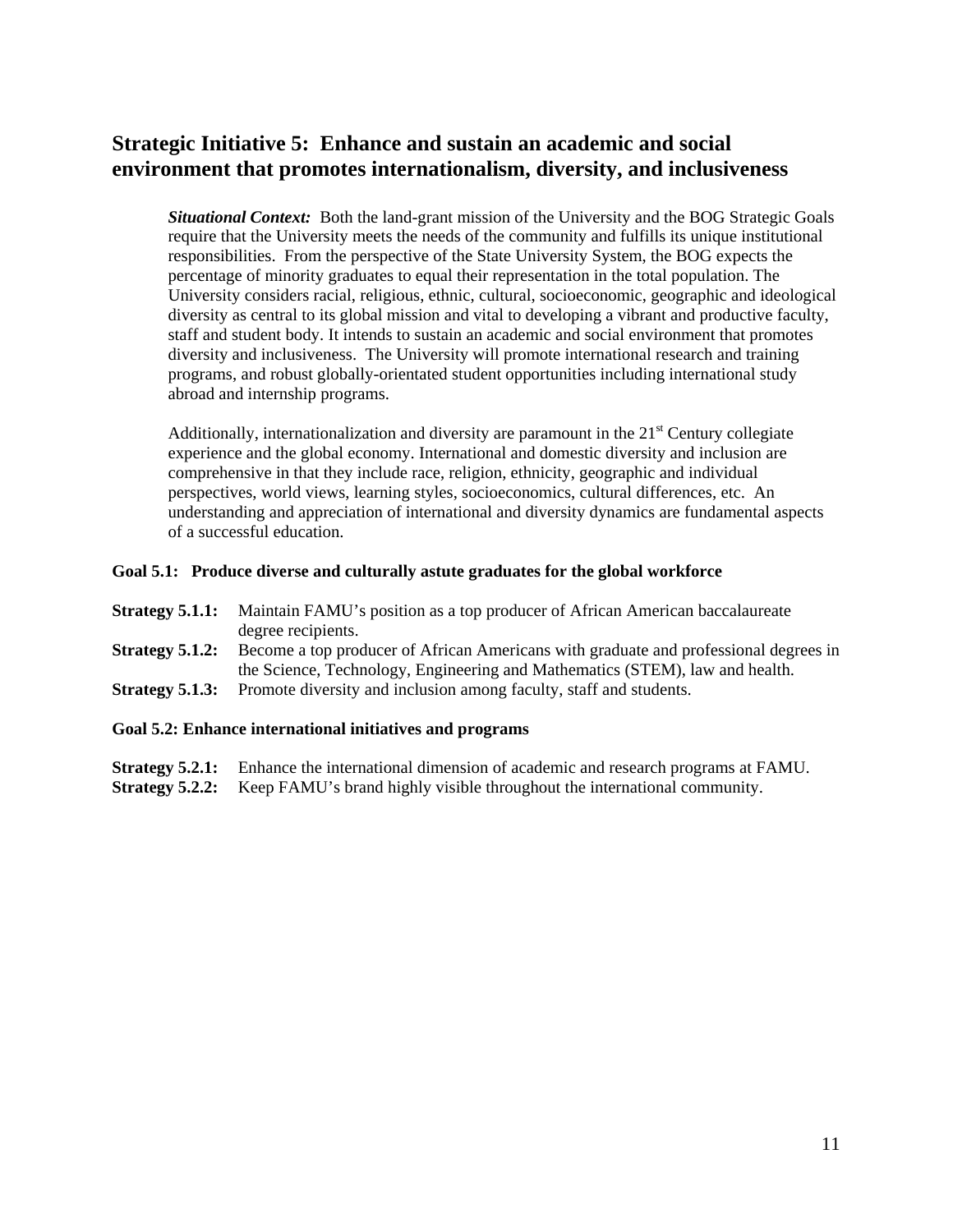## Strategic Initiative 5: Enhance and sustain an academic and social environment that promotes internationalism, diversity, and inclusiveness

***Situational Context:*** Both the land-grant mission of the University and the BOG Strategic Goals require that the University meets the needs of the community and fulfills its unique institutional responsibilities. From the perspective of the State University System, the BOG expects the percentage of minority graduates to equal their representation in the total population. The University considers racial, religious, ethnic, cultural, socioeconomic, geographic and ideological diversity as central to its global mission and vital to developing a vibrant and productive faculty, staff and student body. It intends to sustain an academic and social environment that promotes diversity and inclusiveness. The University will promote international research and training programs, and robust globally-orientated student opportunities including international study abroad and internship programs.

Additionally, internationalization and diversity are paramount in the 21st Century collegiate experience and the global economy. International and domestic diversity and inclusion are comprehensive in that they include race, religion, ethnicity, geographic and individual perspectives, world views, learning styles, socioeconomics, cultural differences, etc. An understanding and appreciation of international and diversity dynamics are fundamental aspects of a successful education.

**Goal 5.1: Produce diverse and culturally astute graduates for the global workforce**

**Strategy 5.1.1:** Maintain FAMU's position as a top producer of African American baccalaureate degree recipients.
**Strategy 5.1.2:** Become a top producer of African Americans with graduate and professional degrees in the Science, Technology, Engineering and Mathematics (STEM), law and health.
**Strategy 5.1.3:** Promote diversity and inclusion among faculty, staff and students.

**Goal 5.2: Enhance international initiatives and programs**

**Strategy 5.2.1:** Enhance the international dimension of academic and research programs at FAMU.
**Strategy 5.2.2:** Keep FAMU's brand highly visible throughout the international community.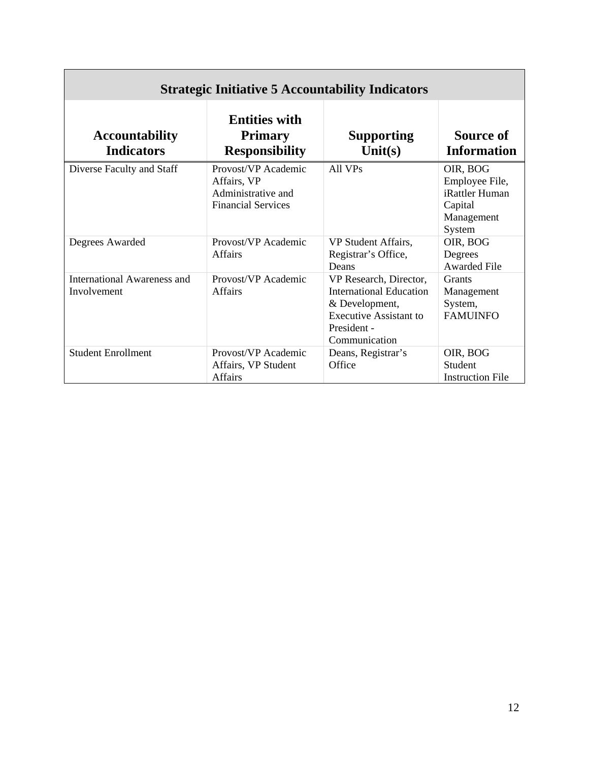| Strategic Initiative 5 Accountability Indicators | | | |
|---|---|---|---|
| **Accountability Indicators** | **Entities with Primary Responsibility** | **Supporting Unit(s)** | **Source of Information** |
| Diverse Faculty and Staff | Provost/VP Academic Affairs, VP Administrative and Financial Services | All VPs | OIR, BOG Employee File, iRattler Human Capital Management System |
| Degrees Awarded | Provost/VP Academic Affairs | VP Student Affairs, Registrar's Office, Deans | OIR, BOG Degrees Awarded File |
| International Awareness and Involvement | Provost/VP Academic Affairs | VP Research, Director, International Education & Development, Executive Assistant to President - Communication | Grants Management System, FAMUINFO |
| Student Enrollment | Provost/VP Academic Affairs, VP Student Affairs | Deans, Registrar's Office | OIR, BOG Student Instruction File |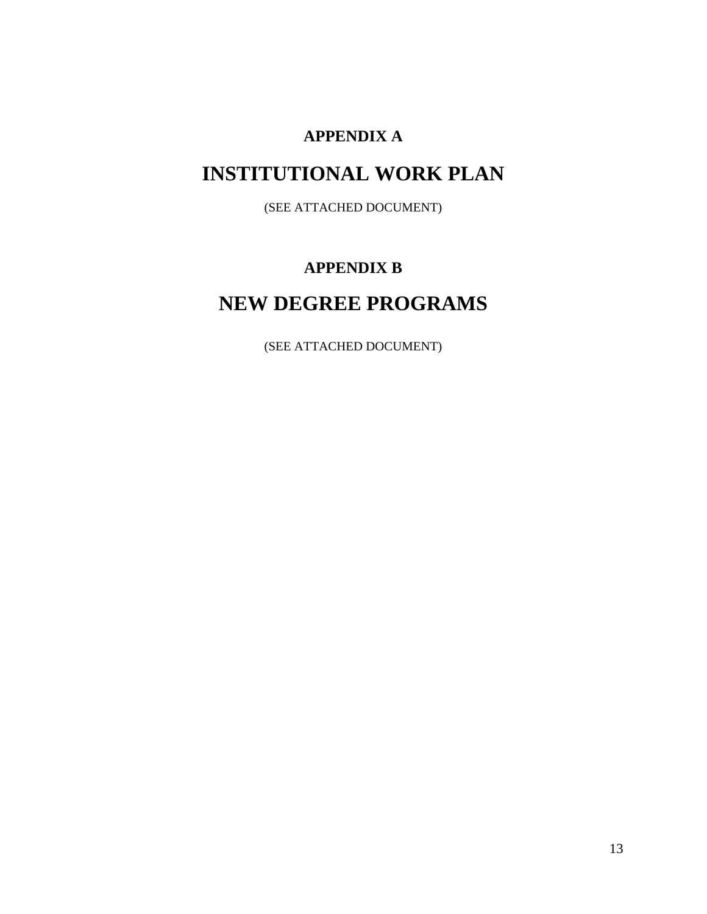## APPENDIX A

# INSTITUTIONAL WORK PLAN

(SEE ATTACHED DOCUMENT)

## APPENDIX B

# NEW DEGREE PROGRAMS

(SEE ATTACHED DOCUMENT)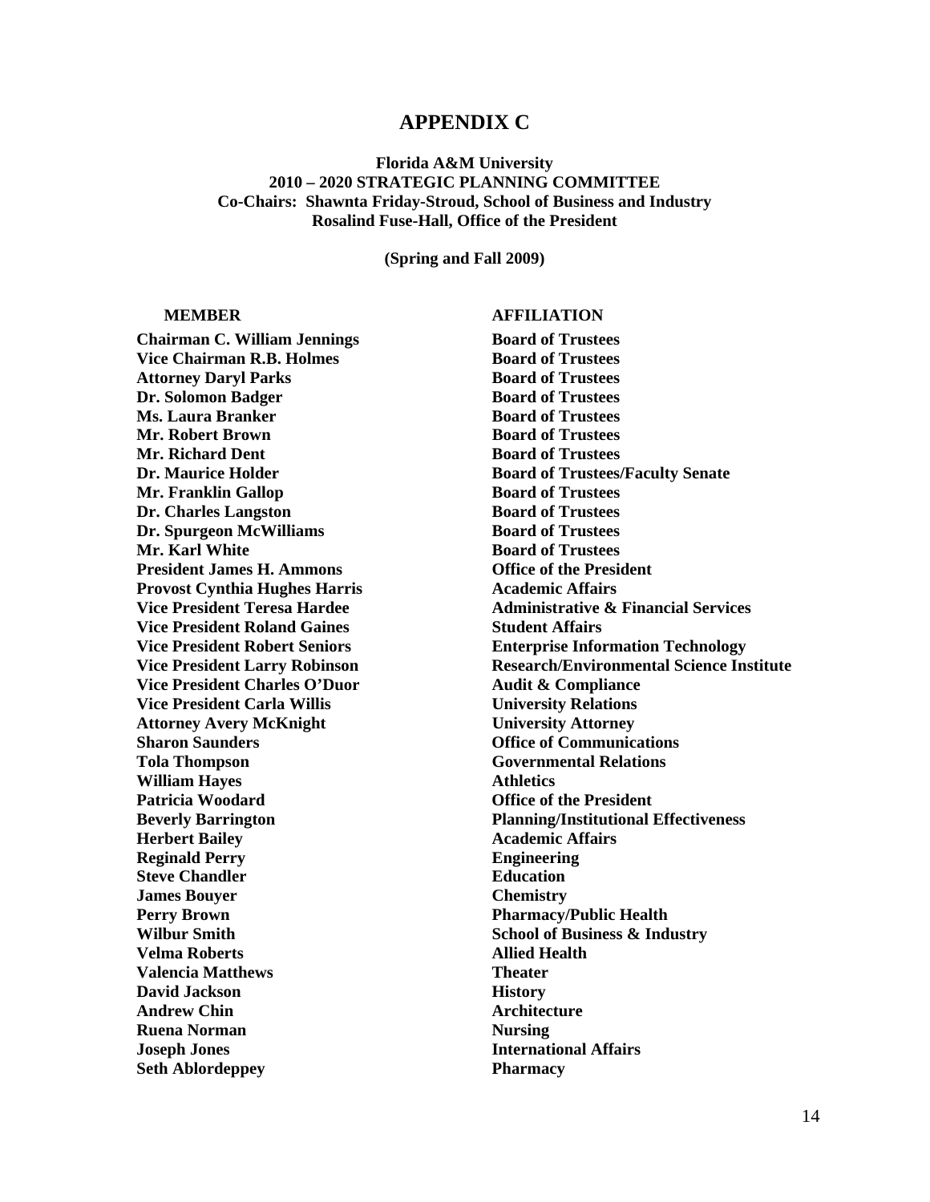# APPENDIX C

**Florida A&M University**
**2010 – 2020 STRATEGIC PLANNING COMMITTEE**
**Co-Chairs: Shawnta Friday-Stroud, School of Business and Industry**
**Rosalind Fuse-Hall, Office of the President**

**(Spring and Fall 2009)**

| MEMBER | AFFILIATION |
|---|---|
| Chairman C. William Jennings | Board of Trustees |
| Vice Chairman R.B. Holmes | Board of Trustees |
| Attorney Daryl Parks | Board of Trustees |
| Dr. Solomon Badger | Board of Trustees |
| Ms. Laura Branker | Board of Trustees |
| Mr. Robert Brown | Board of Trustees |
| Mr. Richard Dent | Board of Trustees |
| Dr. Maurice Holder | Board of Trustees/Faculty Senate |
| Mr. Franklin Gallop | Board of Trustees |
| Dr. Charles Langston | Board of Trustees |
| Dr. Spurgeon McWilliams | Board of Trustees |
| Mr. Karl White | Board of Trustees |
| President James H. Ammons | Office of the President |
| Provost Cynthia Hughes Harris | Academic Affairs |
| Vice President Teresa Hardee | Administrative & Financial Services |
| Vice President Roland Gaines | Student Affairs |
| Vice President Robert Seniors | Enterprise Information Technology |
| Vice President Larry Robinson | Research/Environmental Science Institute |
| Vice President Charles O'Duor | Audit & Compliance |
| Vice President Carla Willis | University Relations |
| Attorney Avery McKnight | University Attorney |
| Sharon Saunders | Office of Communications |
| Tola Thompson | Governmental Relations |
| William Hayes | Athletics |
| Patricia Woodard | Office of the President |
| Beverly Barrington | Planning/Institutional Effectiveness |
| Herbert Bailey | Academic Affairs |
| Reginald Perry | Engineering |
| Steve Chandler | Education |
| James Bouyer | Chemistry |
| Perry Brown | Pharmacy/Public Health |
| Wilbur Smith | School of Business & Industry |
| Velma Roberts | Allied Health |
| Valencia Matthews | Theater |
| David Jackson | History |
| Andrew Chin | Architecture |
| Ruena Norman | Nursing |
| Joseph Jones | International Affairs |
| Seth Ablordeppey | Pharmacy |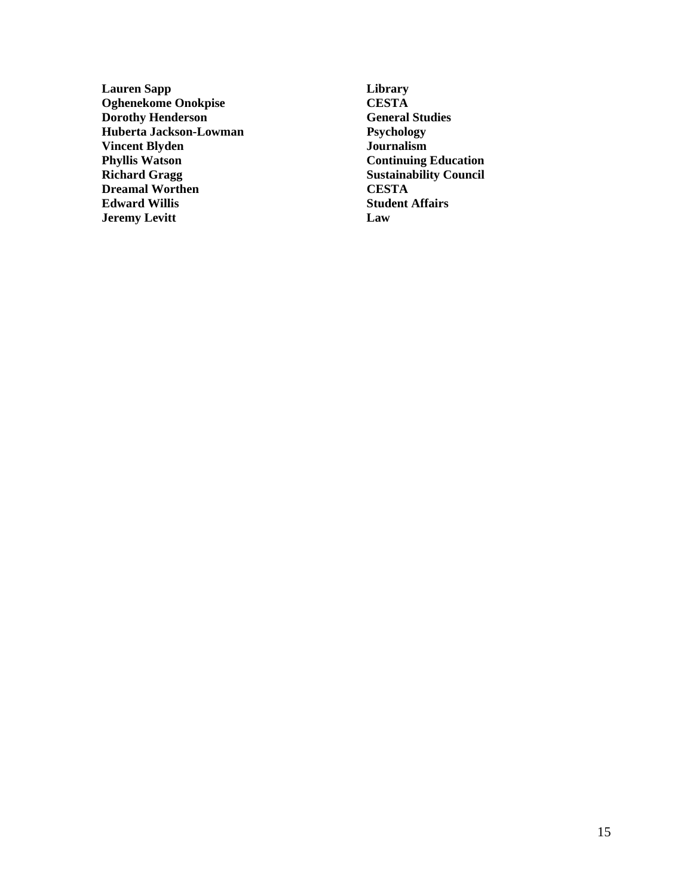| | |
|---|---|
| **Lauren Sapp** | **Library** |
| **Oghenekome Onokpise** | **CESTA** |
| **Dorothy Henderson** | **General Studies** |
| **Huberta Jackson-Lowman** | **Psychology** |
| **Vincent Blyden** | **Journalism** |
| **Phyllis Watson** | **Continuing Education** |
| **Richard Gragg** | **Sustainability Council** |
| **Dreamal Worthen** | **CESTA** |
| **Edward Willis** | **Student Affairs** |
| **Jeremy Levitt** | **Law** |